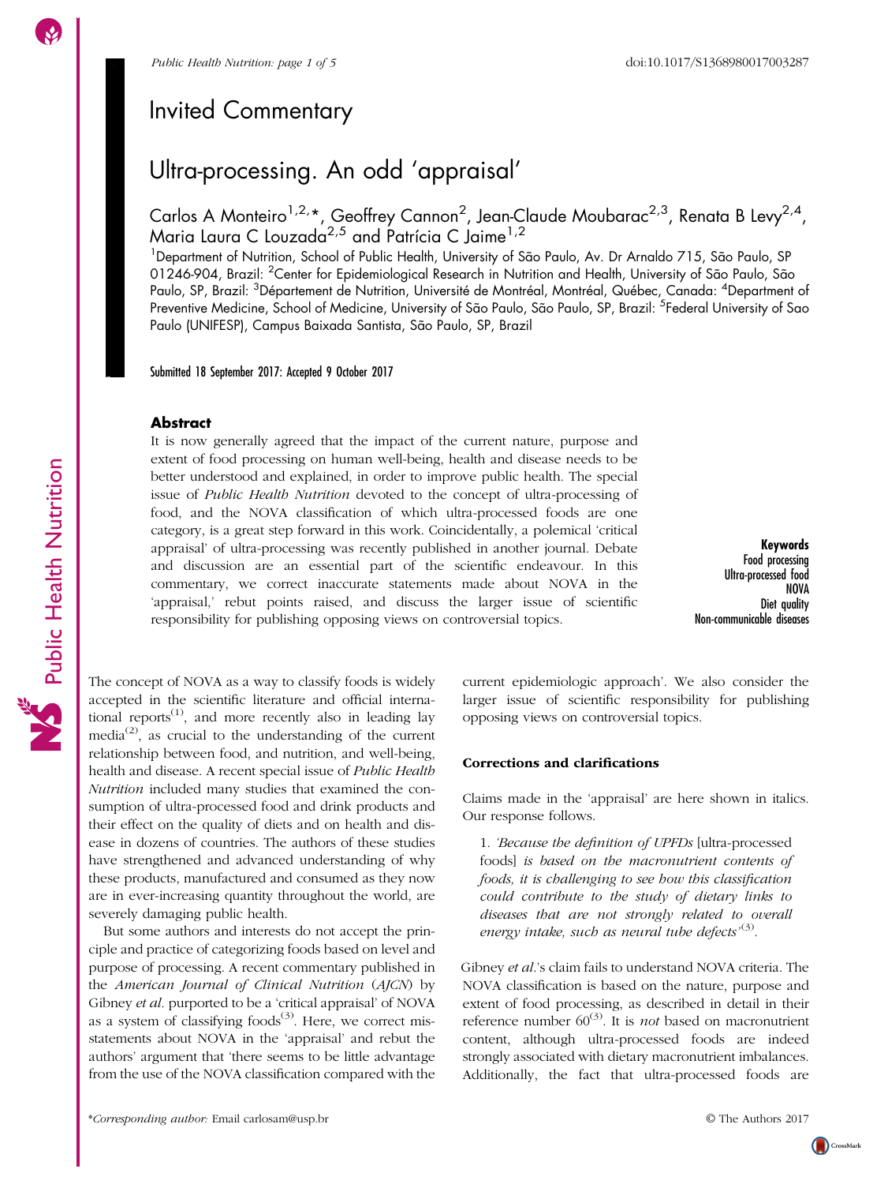Invited Commentary

# Ultra-processing. An odd 'appraisal'

Carlos A Monteiro[1,2,*], Geoffrey Cannon[2], Jean-Claude Moubarac[2,3], Renata B Levy[2,4], Maria Laura C Louzada[2,5] and Patrícia C Jaime[1,2]

[1]Department of Nutrition, School of Public Health, University of São Paulo, Av. Dr Arnaldo 715, São Paulo, SP 01246-904, Brazil: [2]Center for Epidemiological Research in Nutrition and Health, University of São Paulo, São Paulo, SP, Brazil: [3]Département de Nutrition, Université de Montréal, Montréal, Québec, Canada: [4]Department of Preventive Medicine, School of Medicine, University of São Paulo, São Paulo, SP, Brazil: [5]Federal University of Sao Paulo (UNIFESP), Campus Baixada Santista, São Paulo, SP, Brazil

Submitted 18 September 2017: Accepted 9 October 2017

## Abstract

It is now generally agreed that the impact of the current nature, purpose and extent of food processing on human well-being, health and disease needs to be better understood and explained, in order to improve public health. The special issue of *Public Health Nutrition* devoted to the concept of ultra-processing of food, and the NOVA classification of which ultra-processed foods are one category, is a great step forward in this work. Coincidentally, a polemical 'critical appraisal' of ultra-processing was recently published in another journal. Debate and discussion are an essential part of the scientific endeavour. In this commentary, we correct inaccurate statements made about NOVA in the 'appraisal,' rebut points raised, and discuss the larger issue of scientific responsibility for publishing opposing views on controversial topics.

**Keywords**
Food processing
Ultra-processed food
NOVA
Diet quality
Non-communicable diseases

The concept of NOVA as a way to classify foods is widely accepted in the scientific literature and official international reports[1], and more recently also in leading lay media[2], as crucial to the understanding of the current relationship between food, and nutrition, and well-being, health and disease. A recent special issue of *Public Health Nutrition* included many studies that examined the consumption of ultra-processed food and drink products and their effect on the quality of diets and on health and disease in dozens of countries. The authors of these studies have strengthened and advanced understanding of why these products, manufactured and consumed as they now are in ever-increasing quantity throughout the world, are severely damaging public health.

But some authors and interests do not accept the principle and practice of categorizing foods based on level and purpose of processing. A recent commentary published in the *American Journal of Clinical Nutrition* (*AJCN*) by Gibney *et al.* purported to be a 'critical appraisal' of NOVA as a system of classifying foods[3]. Here, we correct misstatements about NOVA in the 'appraisal' and rebut the authors' argument that 'there seems to be little advantage from the use of the NOVA classification compared with the current epidemiologic approach'. We also consider the larger issue of scientific responsibility for publishing opposing views on controversial topics.

## Corrections and clarifications

Claims made in the 'appraisal' are here shown in italics. Our response follows.

1. *'Because the definition of UPFDs* [ultra-processed foods] *is based on the macronutrient contents of foods, it is challenging to see how this classification could contribute to the study of dietary links to diseases that are not strongly related to overall energy intake, such as neural tube defects'*[3].

Gibney *et al.*'s claim fails to understand NOVA criteria. The NOVA classification is based on the nature, purpose and extent of food processing, as described in detail in their reference number 60[3]. It is *not* based on macronutrient content, although ultra-processed foods are indeed strongly associated with dietary macronutrient imbalances. Additionally, the fact that ultra-processed foods are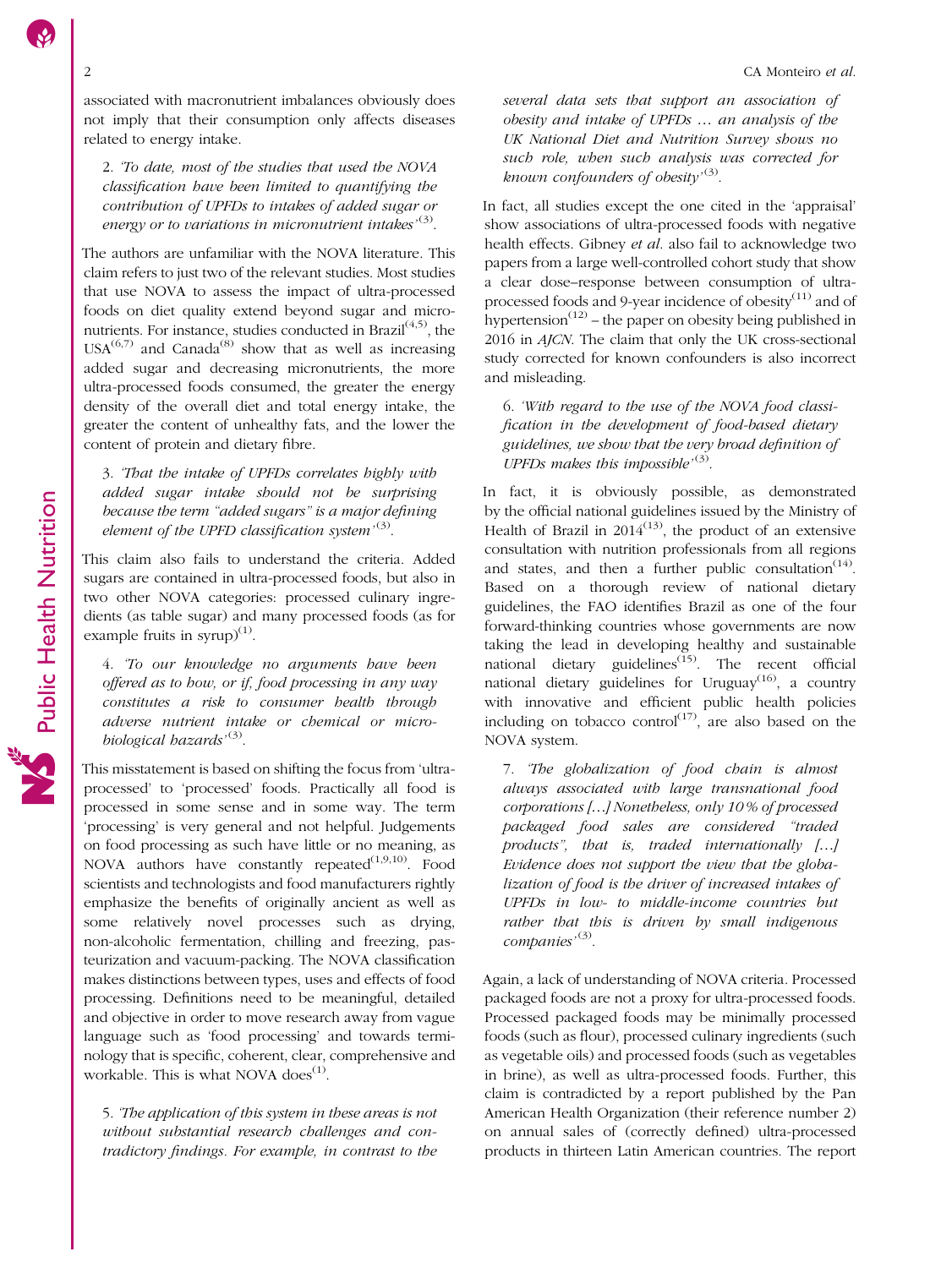associated with macronutrient imbalances obviously does not imply that their consumption only affects diseases related to energy intake.

2. *'To date, most of the studies that used the NOVA classification have been limited to quantifying the contribution of UPFDs to intakes of added sugar or energy or to variations in micronutrient intakes'*[3].

The authors are unfamiliar with the NOVA literature. This claim refers to just two of the relevant studies. Most studies that use NOVA to assess the impact of ultra-processed foods on diet quality extend beyond sugar and micronutrients. For instance, studies conducted in Brazil[4,5], the USA[6,7] and Canada[8] show that as well as increasing added sugar and decreasing micronutrients, the more ultra-processed foods consumed, the greater the energy density of the overall diet and total energy intake, the greater the content of unhealthy fats, and the lower the content of protein and dietary fibre.

3. *'That the intake of UPFDs correlates highly with added sugar intake should not be surprising because the term "added sugars" is a major defining element of the UPFD classification system'*[3].

This claim also fails to understand the criteria. Added sugars are contained in ultra-processed foods, but also in two other NOVA categories: processed culinary ingredients (as table sugar) and many processed foods (as for example fruits in syrup)[1].

4. *'To our knowledge no arguments have been offered as to how, or if, food processing in any way constitutes a risk to consumer health through adverse nutrient intake or chemical or microbiological hazards'*[3].

This misstatement is based on shifting the focus from 'ultra-processed' to 'processed' foods. Practically all food is processed in some sense and in some way. The term 'processing' is very general and not helpful. Judgements on food processing as such have little or no meaning, as NOVA authors have constantly repeated[1,9,10]. Food scientists and technologists and food manufacturers rightly emphasize the benefits of originally ancient as well as some relatively novel processes such as drying, non-alcoholic fermentation, chilling and freezing, pasteurization and vacuum-packing. The NOVA classification makes distinctions between types, uses and effects of food processing. Definitions need to be meaningful, detailed and objective in order to move research away from vague language such as 'food processing' and towards terminology that is specific, coherent, clear, comprehensive and workable. This is what NOVA does[1].

5. *'The application of this system in these areas is not without substantial research challenges and contradictory findings. For example, in contrast to the several data sets that support an association of obesity and intake of UPFDs … an analysis of the UK National Diet and Nutrition Survey shows no such role, when such analysis was corrected for known confounders of obesity'*[3].

In fact, all studies except the one cited in the 'appraisal' show associations of ultra-processed foods with negative health effects. Gibney *et al.* also fail to acknowledge two papers from a large well-controlled cohort study that show a clear dose–response between consumption of ultra-processed foods and 9-year incidence of obesity[11] and of hypertension[12] – the paper on obesity being published in 2016 in *AJCN*. The claim that only the UK cross-sectional study corrected for known confounders is also incorrect and misleading.

6. *'With regard to the use of the NOVA food classification in the development of food-based dietary guidelines, we show that the very broad definition of UPFDs makes this impossible'*[3].

In fact, it is obviously possible, as demonstrated by the official national guidelines issued by the Ministry of Health of Brazil in 2014[13], the product of an extensive consultation with nutrition professionals from all regions and states, and then a further public consultation[14]. Based on a thorough review of national dietary guidelines, the FAO identifies Brazil as one of the four forward-thinking countries whose governments are now taking the lead in developing healthy and sustainable national dietary guidelines[15]. The recent official national dietary guidelines for Uruguay[16], a country with innovative and efficient public health policies including on tobacco control[17], are also based on the NOVA system.

7. *'The globalization of food chain is almost always associated with large transnational food corporations […] Nonetheless, only 10 % of processed packaged food sales are considered "traded products", that is, traded internationally […] Evidence does not support the view that the globalization of food is the driver of increased intakes of UPFDs in low- to middle-income countries but rather that this is driven by small indigenous companies'*[3].

Again, a lack of understanding of NOVA criteria. Processed packaged foods are not a proxy for ultra-processed foods. Processed packaged foods may be minimally processed foods (such as flour), processed culinary ingredients (such as vegetable oils) and processed foods (such as vegetables in brine), as well as ultra-processed foods. Further, this claim is contradicted by a report published by the Pan American Health Organization (their reference number 2) on annual sales of (correctly defined) ultra-processed products in thirteen Latin American countries. The report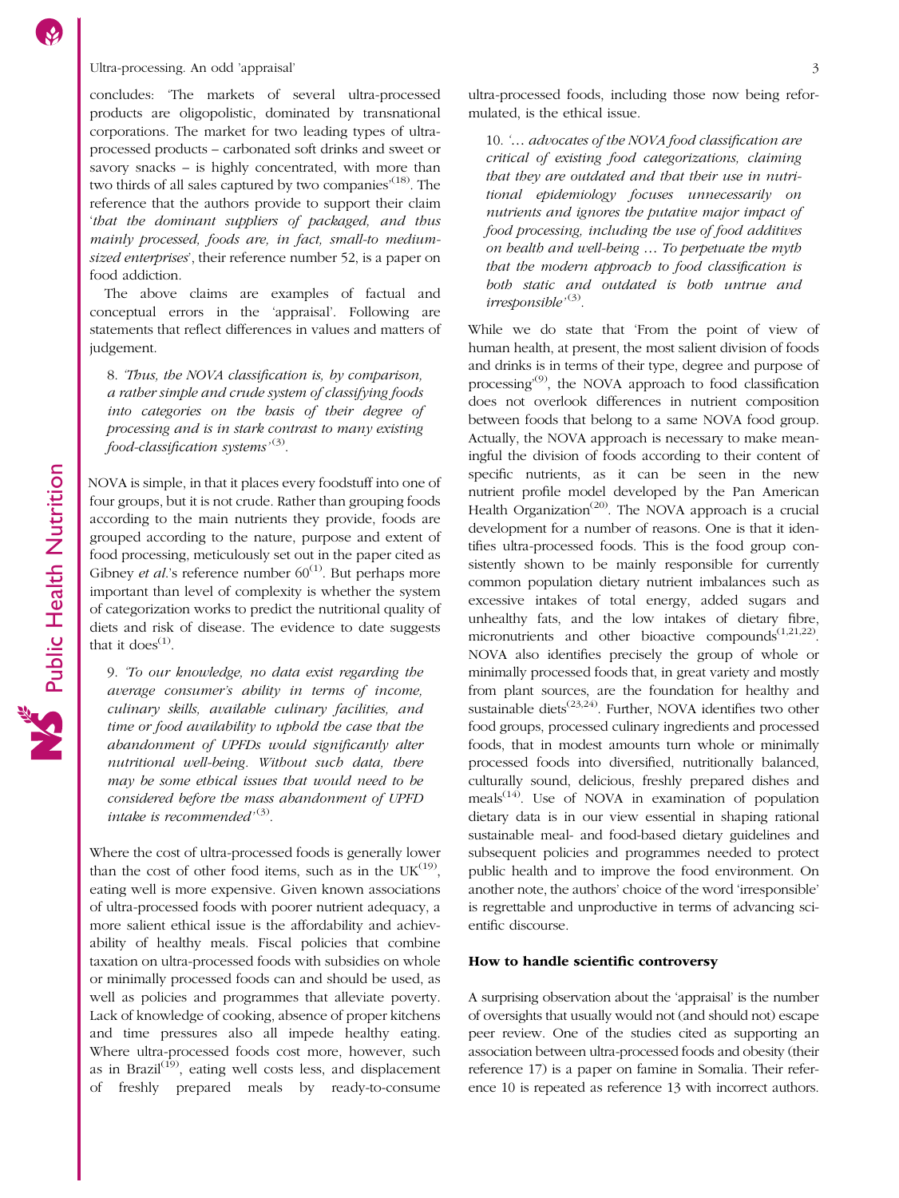concludes: 'The markets of several ultra-processed products are oligopolistic, dominated by transnational corporations. The market for two leading types of ultra-processed products – carbonated soft drinks and sweet or savory snacks – is highly concentrated, with more than two thirds of all sales captured by two companies'[18]. The reference that the authors provide to support their claim '*that the dominant suppliers of packaged, and thus mainly processed, foods are, in fact, small-to medium-sized enterprises*', their reference number 52, is a paper on food addiction.

The above claims are examples of factual and conceptual errors in the 'appraisal'. Following are statements that reflect differences in values and matters of judgement.

> 8. *'Thus, the NOVA classification is, by comparison, a rather simple and crude system of classifying foods into categories on the basis of their degree of processing and is in stark contrast to many existing food-classification systems'*[3].

NOVA is simple, in that it places every foodstuff into one of four groups, but it is not crude. Rather than grouping foods according to the main nutrients they provide, foods are grouped according to the nature, purpose and extent of food processing, meticulously set out in the paper cited as Gibney *et al.*'s reference number 60[1]. But perhaps more important than level of complexity is whether the system of categorization works to predict the nutritional quality of diets and risk of disease. The evidence to date suggests that it does[1].

> 9. *'To our knowledge, no data exist regarding the average consumer's ability in terms of income, culinary skills, available culinary facilities, and time or food availability to uphold the case that the abandonment of UPFDs would significantly alter nutritional well-being. Without such data, there may be some ethical issues that would need to be considered before the mass abandonment of UPFD intake is recommended'*[3].

Where the cost of ultra-processed foods is generally lower than the cost of other food items, such as in the UK[19], eating well is more expensive. Given known associations of ultra-processed foods with poorer nutrient adequacy, a more salient ethical issue is the affordability and achievability of healthy meals. Fiscal policies that combine taxation on ultra-processed foods with subsidies on whole or minimally processed foods can and should be used, as well as policies and programmes that alleviate poverty. Lack of knowledge of cooking, absence of proper kitchens and time pressures also all impede healthy eating. Where ultra-processed foods cost more, however, such as in Brazil[19], eating well costs less, and displacement of freshly prepared meals by ready-to-consume ultra-processed foods, including those now being reformulated, is the ethical issue.

> 10. *'… advocates of the NOVA food classification are critical of existing food categorizations, claiming that they are outdated and that their use in nutritional epidemiology focuses unnecessarily on nutrients and ignores the putative major impact of food processing, including the use of food additives on health and well-being … To perpetuate the myth that the modern approach to food classification is both static and outdated is both untrue and irresponsible'*[3].

While we do state that 'From the point of view of human health, at present, the most salient division of foods and drinks is in terms of their type, degree and purpose of processing'[9], the NOVA approach to food classification does not overlook differences in nutrient composition between foods that belong to a same NOVA food group. Actually, the NOVA approach is necessary to make meaningful the division of foods according to their content of specific nutrients, as it can be seen in the new nutrient profile model developed by the Pan American Health Organization[20]. The NOVA approach is a crucial development for a number of reasons. One is that it identifies ultra-processed foods. This is the food group consistently shown to be mainly responsible for currently common population dietary nutrient imbalances such as excessive intakes of total energy, added sugars and unhealthy fats, and the low intakes of dietary fibre, micronutrients and other bioactive compounds[1,21,22]. NOVA also identifies precisely the group of whole or minimally processed foods that, in great variety and mostly from plant sources, are the foundation for healthy and sustainable diets[23,24]. Further, NOVA identifies two other food groups, processed culinary ingredients and processed foods, that in modest amounts turn whole or minimally processed foods into diversified, nutritionally balanced, culturally sound, delicious, freshly prepared dishes and meals[14]. Use of NOVA in examination of population dietary data is in our view essential in shaping rational sustainable meal- and food-based dietary guidelines and subsequent policies and programmes needed to protect public health and to improve the food environment. On another note, the authors' choice of the word 'irresponsible' is regrettable and unproductive in terms of advancing scientific discourse.

## How to handle scientific controversy

A surprising observation about the 'appraisal' is the number of oversights that usually would not (and should not) escape peer review. One of the studies cited as supporting an association between ultra-processed foods and obesity (their reference 17) is a paper on famine in Somalia. Their reference 10 is repeated as reference 13 with incorrect authors.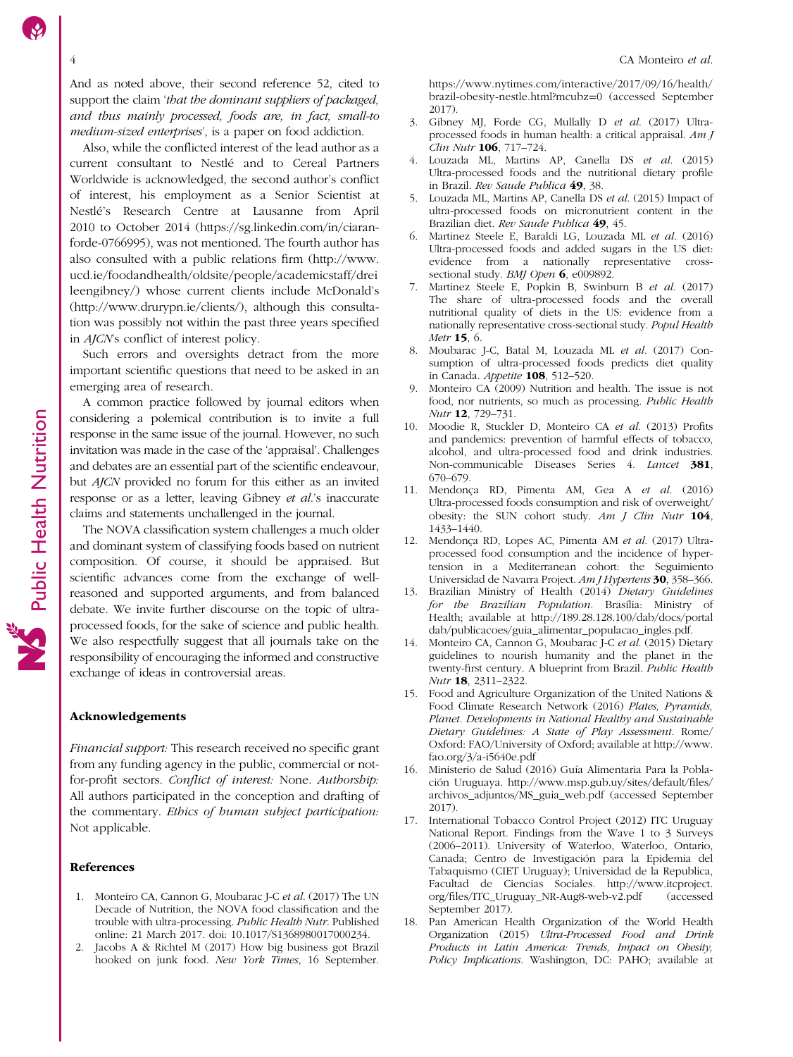And as noted above, their second reference 52, cited to support the claim '*that the dominant suppliers of packaged, and thus mainly processed, foods are, in fact, small-to medium-sized enterprises*', is a paper on food addiction.

Also, while the conflicted interest of the lead author as a current consultant to Nestlé and to Cereal Partners Worldwide is acknowledged, the second author's conflict of interest, his employment as a Senior Scientist at Nestlé's Research Centre at Lausanne from April 2010 to October 2014 (https://sg.linkedin.com/in/ciaran-forde-0766995), was not mentioned. The fourth author has also consulted with a public relations firm (http://www.ucd.ie/foodandhealth/oldsite/people/academicstaff/dreileengibney/) whose current clients include McDonald's (http://www.drurypn.ie/clients/), although this consultation was possibly not within the past three years specified in *AJCN*'s conflict of interest policy.

Such errors and oversights detract from the more important scientific questions that need to be asked in an emerging area of research.

A common practice followed by journal editors when considering a polemical contribution is to invite a full response in the same issue of the journal. However, no such invitation was made in the case of the 'appraisal'. Challenges and debates are an essential part of the scientific endeavour, but *AJCN* provided no forum for this either as an invited response or as a letter, leaving Gibney *et al.*'s inaccurate claims and statements unchallenged in the journal.

The NOVA classification system challenges a much older and dominant system of classifying foods based on nutrient composition. Of course, it should be appraised. But scientific advances come from the exchange of well-reasoned and supported arguments, and from balanced debate. We invite further discourse on the topic of ultra-processed foods, for the sake of science and public health. We also respectfully suggest that all journals take on the responsibility of encouraging the informed and constructive exchange of ideas in controversial areas.

## Acknowledgements

*Financial support:* This research received no specific grant from any funding agency in the public, commercial or not-for-profit sectors. *Conflict of interest:* None. *Authorship:* All authors participated in the conception and drafting of the commentary. *Ethics of human subject participation:* Not applicable.

## References

1. Monteiro CA, Cannon G, Moubarac J-C *et al.* (2017) The UN Decade of Nutrition, the NOVA food classification and the trouble with ultra-processing. *Public Health Nutr.* Published online: 21 March 2017. doi: 10.1017/S1368980017000234.
2. Jacobs A & Richtel M (2017) How big business got Brazil hooked on junk food. *New York Times*, 16 September. https://www.nytimes.com/interactive/2017/09/16/health/brazil-obesity-nestle.html?mcubz=0 (accessed September 2017).
3. Gibney MJ, Forde CG, Mullally D *et al.* (2017) Ultra-processed foods in human health: a critical appraisal. *Am J Clin Nutr* **106**, 717–724.
4. Louzada ML, Martins AP, Canella DS *et al.* (2015) Ultra-processed foods and the nutritional dietary profile in Brazil. *Rev Saude Publica* **49**, 38.
5. Louzada ML, Martins AP, Canella DS *et al.* (2015) Impact of ultra-processed foods on micronutrient content in the Brazilian diet. *Rev Saude Publica* **49**, 45.
6. Martinez Steele E, Baraldi LG, Louzada ML *et al.* (2016) Ultra-processed foods and added sugars in the US diet: evidence from a nationally representative cross-sectional study. *BMJ Open* **6**, e009892.
7. Martinez Steele E, Popkin B, Swinburn B *et al.* (2017) The share of ultra-processed foods and the overall nutritional quality of diets in the US: evidence from a nationally representative cross-sectional study. *Popul Health Metr* **15**, 6.
8. Moubarac J-C, Batal M, Louzada ML *et al.* (2017) Consumption of ultra-processed foods predicts diet quality in Canada. *Appetite* **108**, 512–520.
9. Monteiro CA (2009) Nutrition and health. The issue is not food, nor nutrients, so much as processing. *Public Health Nutr* **12**, 729–731.
10. Moodie R, Stuckler D, Monteiro CA *et al.* (2013) Profits and pandemics: prevention of harmful effects of tobacco, alcohol, and ultra-processed food and drink industries. Non-communicable Diseases Series 4. *Lancet* **381**, 670–679.
11. Mendonça RD, Pimenta AM, Gea A *et al.* (2016) Ultra-processed foods consumption and risk of overweight/obesity: the SUN cohort study. *Am J Clin Nutr* **104**, 1433–1440.
12. Mendonça RD, Lopes AC, Pimenta AM *et al.* (2017) Ultra-processed food consumption and the incidence of hypertension in a Mediterranean cohort: the Seguimiento Universidad de Navarra Project. *Am J Hypertens* **30**, 358–366.
13. Brazilian Ministry of Health (2014) *Dietary Guidelines for the Brazilian Population*. Brasília: Ministry of Health; available at http://189.28.128.100/dab/docs/portaldab/publicacoes/guia_alimentar_populacao_ingles.pdf.
14. Monteiro CA, Cannon G, Moubarac J-C *et al.* (2015) Dietary guidelines to nourish humanity and the planet in the twenty-first century. A blueprint from Brazil. *Public Health Nutr* **18**, 2311–2322.
15. Food and Agriculture Organization of the United Nations & Food Climate Research Network (2016) *Plates, Pyramids, Planet. Developments in National Healthy and Sustainable Dietary Guidelines: A State of Play Assessment*. Rome/Oxford: FAO/University of Oxford; available at http://www.fao.org/3/a-i5640e.pdf
16. Ministerio de Salud (2016) Guía Alimentaria Para la Población Uruguaya. http://www.msp.gub.uy/sites/default/files/archivos_adjuntos/MS_guia_web.pdf (accessed September 2017).
17. International Tobacco Control Project (2012) ITC Uruguay National Report. Findings from the Wave 1 to 3 Surveys (2006–2011). University of Waterloo, Waterloo, Ontario, Canada; Centro de Investigación para la Epidemia del Tabaquismo (CIET Uruguay); Universidad de la Republica, Facultad de Ciencias Sociales. http://www.itcproject.org/files/ITC_Uruguay_NR-Aug8-web-v2.pdf (accessed September 2017).
18. Pan American Health Organization of the World Health Organization (2015) *Ultra-Processed Food and Drink Products in Latin America: Trends, Impact on Obesity, Policy Implications*. Washington, DC: PAHO; available at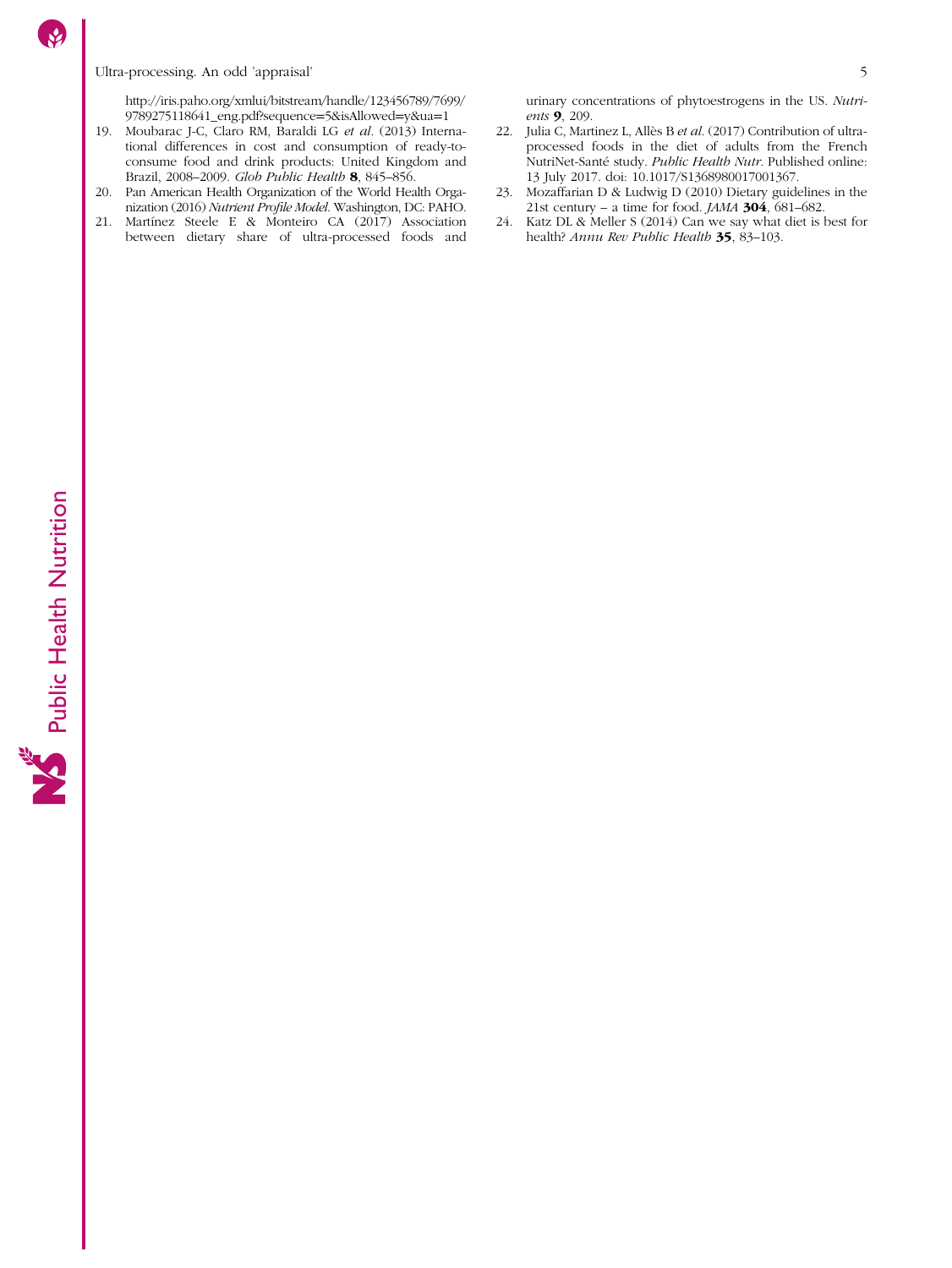http://iris.paho.org/xmlui/bitstream/handle/123456789/7699/9789275118641_eng.pdf?sequence=5&isAllowed=y&ua=1

19. Moubarac J-C, Claro RM, Baraldi LG *et al.* (2013) International differences in cost and consumption of ready-to-consume food and drink products: United Kingdom and Brazil, 2008–2009. *Glob Public Health* **8**, 845–856.
20. Pan American Health Organization of the World Health Organization (2016) *Nutrient Profile Model*. Washington, DC: PAHO.
21. Martínez Steele E & Monteiro CA (2017) Association between dietary share of ultra-processed foods and urinary concentrations of phytoestrogens in the US. *Nutrients* **9**, 209.
22. Julia C, Martinez L, Allès B *et al.* (2017) Contribution of ultra-processed foods in the diet of adults from the French NutriNet-Santé study. *Public Health Nutr*. Published online: 13 July 2017. doi: 10.1017/S1368980017001367.
23. Mozaffarian D & Ludwig D (2010) Dietary guidelines in the 21st century – a time for food. *JAMA* **304**, 681–682.
24. Katz DL & Meller S (2014) Can we say what diet is best for health? *Annu Rev Public Health* **35**, 83–103.